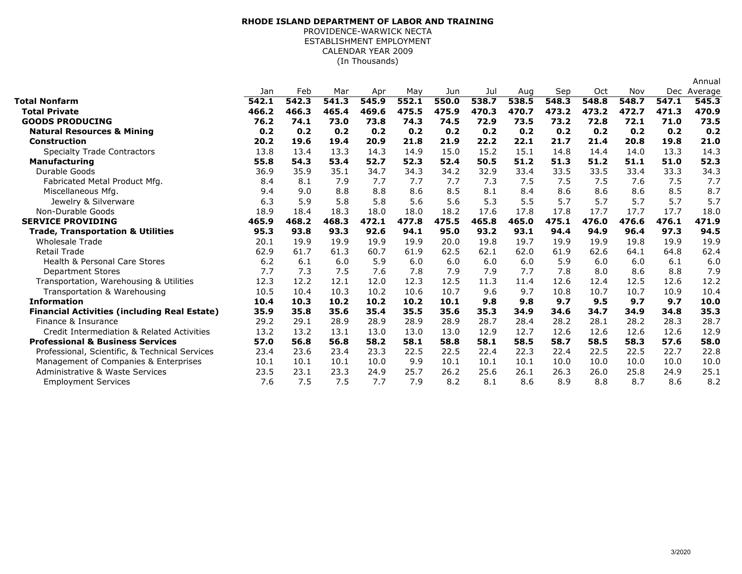**RHODE ISLAND DEPARTMENT OF LABOR AND TRAINING**
PROVIDENCE-WARWICK NECTA
ESTABLISHMENT EMPLOYMENT
CALENDAR YEAR 2009
(In Thousands)

| | Jan | Feb | Mar | Apr | May | Jun | Jul | Aug | Sep | Oct | Nov | Dec | Annual Average |
|---|---|---|---|---|---|---|---|---|---|---|---|---|---|
| **Total Nonfarm** | **542.1** | **542.3** | **541.3** | **545.9** | **552.1** | **550.0** | **538.7** | **538.5** | **548.3** | **548.8** | **548.7** | **547.1** | **545.3** |
| **Total Private** | **466.2** | **466.3** | **465.4** | **469.6** | **475.5** | **475.9** | **470.3** | **470.7** | **473.2** | **473.2** | **472.7** | **471.3** | **470.9** |
| **GOODS PRODUCING** | **76.2** | **74.1** | **73.0** | **73.8** | **74.3** | **74.5** | **72.9** | **73.5** | **73.2** | **72.8** | **72.1** | **71.0** | **73.5** |
| **Natural Resources & Mining** | **0.2** | **0.2** | **0.2** | **0.2** | **0.2** | **0.2** | **0.2** | **0.2** | **0.2** | **0.2** | **0.2** | **0.2** | **0.2** |
| **Construction** | **20.2** | **19.6** | **19.4** | **20.9** | **21.8** | **21.9** | **22.2** | **22.1** | **21.7** | **21.4** | **20.8** | **19.8** | **21.0** |
| Specialty Trade Contractors | 13.8 | 13.4 | 13.3 | 14.3 | 14.9 | 15.0 | 15.2 | 15.1 | 14.8 | 14.4 | 14.0 | 13.3 | 14.3 |
| **Manufacturing** | **55.8** | **54.3** | **53.4** | **52.7** | **52.3** | **52.4** | **50.5** | **51.2** | **51.3** | **51.2** | **51.1** | **51.0** | **52.3** |
| Durable Goods | 36.9 | 35.9 | 35.1 | 34.7 | 34.3 | 34.2 | 32.9 | 33.4 | 33.5 | 33.5 | 33.4 | 33.3 | 34.3 |
| Fabricated Metal Product Mfg. | 8.4 | 8.1 | 7.9 | 7.7 | 7.7 | 7.7 | 7.3 | 7.5 | 7.5 | 7.5 | 7.6 | 7.5 | 7.7 |
| Miscellaneous Mfg. | 9.4 | 9.0 | 8.8 | 8.8 | 8.6 | 8.5 | 8.1 | 8.4 | 8.6 | 8.6 | 8.6 | 8.5 | 8.7 |
| Jewelry & Silverware | 6.3 | 5.9 | 5.8 | 5.8 | 5.6 | 5.6 | 5.3 | 5.5 | 5.7 | 5.7 | 5.7 | 5.7 | 5.7 |
| Non-Durable Goods | 18.9 | 18.4 | 18.3 | 18.0 | 18.0 | 18.2 | 17.6 | 17.8 | 17.8 | 17.7 | 17.7 | 17.7 | 18.0 |
| **SERVICE PROVIDING** | **465.9** | **468.2** | **468.3** | **472.1** | **477.8** | **475.5** | **465.8** | **465.0** | **475.1** | **476.0** | **476.6** | **476.1** | **471.9** |
| **Trade, Transportation & Utilities** | **95.3** | **93.8** | **93.3** | **92.6** | **94.1** | **95.0** | **93.2** | **93.1** | **94.4** | **94.9** | **96.4** | **97.3** | **94.5** |
| Wholesale Trade | 20.1 | 19.9 | 19.9 | 19.9 | 19.9 | 20.0 | 19.8 | 19.7 | 19.9 | 19.9 | 19.8 | 19.9 | 19.9 |
| Retail Trade | 62.9 | 61.7 | 61.3 | 60.7 | 61.9 | 62.5 | 62.1 | 62.0 | 61.9 | 62.6 | 64.1 | 64.8 | 62.4 |
| Health & Personal Care Stores | 6.2 | 6.1 | 6.0 | 5.9 | 6.0 | 6.0 | 6.0 | 6.0 | 5.9 | 6.0 | 6.0 | 6.1 | 6.0 |
| Department Stores | 7.7 | 7.3 | 7.5 | 7.6 | 7.8 | 7.9 | 7.9 | 7.7 | 7.8 | 8.0 | 8.6 | 8.8 | 7.9 |
| Transportation, Warehousing & Utilities | 12.3 | 12.2 | 12.1 | 12.0 | 12.3 | 12.5 | 11.3 | 11.4 | 12.6 | 12.4 | 12.5 | 12.6 | 12.2 |
| Transportation & Warehousing | 10.5 | 10.4 | 10.3 | 10.2 | 10.6 | 10.7 | 9.6 | 9.7 | 10.8 | 10.7 | 10.7 | 10.9 | 10.4 |
| **Information** | **10.4** | **10.3** | **10.2** | **10.2** | **10.2** | **10.1** | **9.8** | **9.8** | **9.7** | **9.5** | **9.7** | **9.7** | **10.0** |
| **Financial Activities (including Real Estate)** | **35.9** | **35.8** | **35.6** | **35.4** | **35.5** | **35.6** | **35.3** | **34.9** | **34.6** | **34.7** | **34.9** | **34.8** | **35.3** |
| Finance & Insurance | 29.2 | 29.1 | 28.9 | 28.9 | 28.9 | 28.9 | 28.7 | 28.4 | 28.2 | 28.1 | 28.2 | 28.3 | 28.7 |
| Credit Intermediation & Related Activities | 13.2 | 13.2 | 13.1 | 13.0 | 13.0 | 13.0 | 12.9 | 12.7 | 12.6 | 12.6 | 12.6 | 12.6 | 12.9 |
| **Professional & Business Services** | **57.0** | **56.8** | **56.8** | **58.2** | **58.1** | **58.8** | **58.1** | **58.5** | **58.7** | **58.5** | **58.3** | **57.6** | **58.0** |
| Professional, Scientific, & Technical Services | 23.4 | 23.6 | 23.4 | 23.3 | 22.5 | 22.5 | 22.4 | 22.3 | 22.4 | 22.5 | 22.5 | 22.7 | 22.8 |
| Management of Companies & Enterprises | 10.1 | 10.1 | 10.1 | 10.0 | 9.9 | 10.1 | 10.1 | 10.1 | 10.0 | 10.0 | 10.0 | 10.0 | 10.0 |
| Administrative & Waste Services | 23.5 | 23.1 | 23.3 | 24.9 | 25.7 | 26.2 | 25.6 | 26.1 | 26.3 | 26.0 | 25.8 | 24.9 | 25.1 |
| Employment Services | 7.6 | 7.5 | 7.5 | 7.7 | 7.9 | 8.2 | 8.1 | 8.6 | 8.9 | 8.8 | 8.7 | 8.6 | 8.2 |

3/2020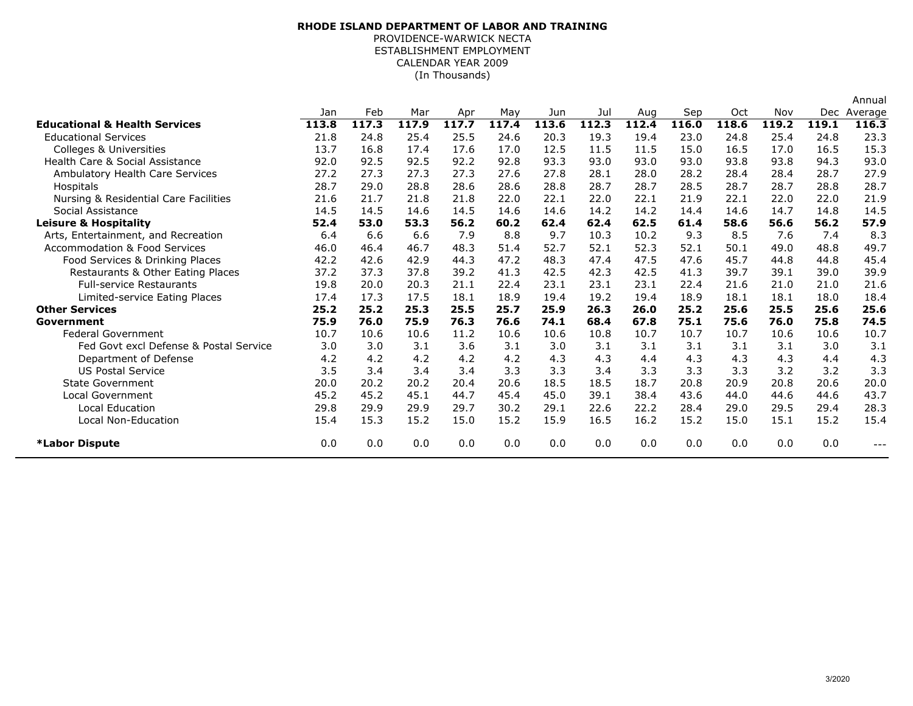**RHODE ISLAND DEPARTMENT OF LABOR AND TRAINING**
PROVIDENCE-WARWICK NECTA
ESTABLISHMENT EMPLOYMENT
CALENDAR YEAR 2009
(In Thousands)

| | Jan | Feb | Mar | Apr | May | Jun | Jul | Aug | Sep | Oct | Nov | Dec | Annual Average |
|---|---|---|---|---|---|---|---|---|---|---|---|---|---|
| **Educational & Health Services** | **113.8** | **117.3** | **117.9** | **117.7** | **117.4** | **113.6** | **112.3** | **112.4** | **116.0** | **118.6** | **119.2** | **119.1** | **116.3** |
| Educational Services | 21.8 | 24.8 | 25.4 | 25.5 | 24.6 | 20.3 | 19.3 | 19.4 | 23.0 | 24.8 | 25.4 | 24.8 | 23.3 |
| Colleges & Universities | 13.7 | 16.8 | 17.4 | 17.6 | 17.0 | 12.5 | 11.5 | 11.5 | 15.0 | 16.5 | 17.0 | 16.5 | 15.3 |
| Health Care & Social Assistance | 92.0 | 92.5 | 92.5 | 92.2 | 92.8 | 93.3 | 93.0 | 93.0 | 93.0 | 93.8 | 93.8 | 94.3 | 93.0 |
| Ambulatory Health Care Services | 27.2 | 27.3 | 27.3 | 27.3 | 27.6 | 27.8 | 28.1 | 28.0 | 28.2 | 28.4 | 28.4 | 28.7 | 27.9 |
| Hospitals | 28.7 | 29.0 | 28.8 | 28.6 | 28.6 | 28.8 | 28.7 | 28.7 | 28.5 | 28.7 | 28.7 | 28.8 | 28.7 |
| Nursing & Residential Care Facilities | 21.6 | 21.7 | 21.8 | 21.8 | 22.0 | 22.1 | 22.0 | 22.1 | 21.9 | 22.1 | 22.0 | 22.0 | 21.9 |
| Social Assistance | 14.5 | 14.5 | 14.6 | 14.5 | 14.6 | 14.6 | 14.2 | 14.2 | 14.4 | 14.6 | 14.7 | 14.8 | 14.5 |
| **Leisure & Hospitality** | **52.4** | **53.0** | **53.3** | **56.2** | **60.2** | **62.4** | **62.4** | **62.5** | **61.4** | **58.6** | **56.6** | **56.2** | **57.9** |
| Arts, Entertainment, and Recreation | 6.4 | 6.6 | 6.6 | 7.9 | 8.8 | 9.7 | 10.3 | 10.2 | 9.3 | 8.5 | 7.6 | 7.4 | 8.3 |
| Accommodation & Food Services | 46.0 | 46.4 | 46.7 | 48.3 | 51.4 | 52.7 | 52.1 | 52.3 | 52.1 | 50.1 | 49.0 | 48.8 | 49.7 |
| Food Services & Drinking Places | 42.2 | 42.6 | 42.9 | 44.3 | 47.2 | 48.3 | 47.4 | 47.5 | 47.6 | 45.7 | 44.8 | 44.8 | 45.4 |
| Restaurants & Other Eating Places | 37.2 | 37.3 | 37.8 | 39.2 | 41.3 | 42.5 | 42.3 | 42.5 | 41.3 | 39.7 | 39.1 | 39.0 | 39.9 |
| Full-service Restaurants | 19.8 | 20.0 | 20.3 | 21.1 | 22.4 | 23.1 | 23.1 | 23.1 | 22.4 | 21.6 | 21.0 | 21.0 | 21.6 |
| Limited-service Eating Places | 17.4 | 17.3 | 17.5 | 18.1 | 18.9 | 19.4 | 19.2 | 19.4 | 18.9 | 18.1 | 18.1 | 18.0 | 18.4 |
| **Other Services** | **25.2** | **25.2** | **25.3** | **25.5** | **25.7** | **25.9** | **26.3** | **26.0** | **25.2** | **25.6** | **25.5** | **25.6** | **25.6** |
| **Government** | **75.9** | **76.0** | **75.9** | **76.3** | **76.6** | **74.1** | **68.4** | **67.8** | **75.1** | **75.6** | **76.0** | **75.8** | **74.5** |
| Federal Government | 10.7 | 10.6 | 10.6 | 11.2 | 10.6 | 10.6 | 10.8 | 10.7 | 10.7 | 10.7 | 10.6 | 10.6 | 10.7 |
| Fed Govt excl Defense & Postal Service | 3.0 | 3.0 | 3.1 | 3.6 | 3.1 | 3.0 | 3.1 | 3.1 | 3.1 | 3.1 | 3.1 | 3.0 | 3.1 |
| Department of Defense | 4.2 | 4.2 | 4.2 | 4.2 | 4.2 | 4.3 | 4.3 | 4.4 | 4.3 | 4.3 | 4.3 | 4.4 | 4.3 |
| US Postal Service | 3.5 | 3.4 | 3.4 | 3.4 | 3.3 | 3.3 | 3.4 | 3.3 | 3.3 | 3.3 | 3.2 | 3.2 | 3.3 |
| State Government | 20.0 | 20.2 | 20.2 | 20.4 | 20.6 | 18.5 | 18.5 | 18.7 | 20.8 | 20.9 | 20.8 | 20.6 | 20.0 |
| Local Government | 45.2 | 45.2 | 45.1 | 44.7 | 45.4 | 45.0 | 39.1 | 38.4 | 43.6 | 44.0 | 44.6 | 44.6 | 43.7 |
| Local Education | 29.8 | 29.9 | 29.9 | 29.7 | 30.2 | 29.1 | 22.6 | 22.2 | 28.4 | 29.0 | 29.5 | 29.4 | 28.3 |
| Local Non-Education | 15.4 | 15.3 | 15.2 | 15.0 | 15.2 | 15.9 | 16.5 | 16.2 | 15.2 | 15.0 | 15.1 | 15.2 | 15.4 |
| **\*Labor Dispute** | 0.0 | 0.0 | 0.0 | 0.0 | 0.0 | 0.0 | 0.0 | 0.0 | 0.0 | 0.0 | 0.0 | 0.0 | --- |

3/2020